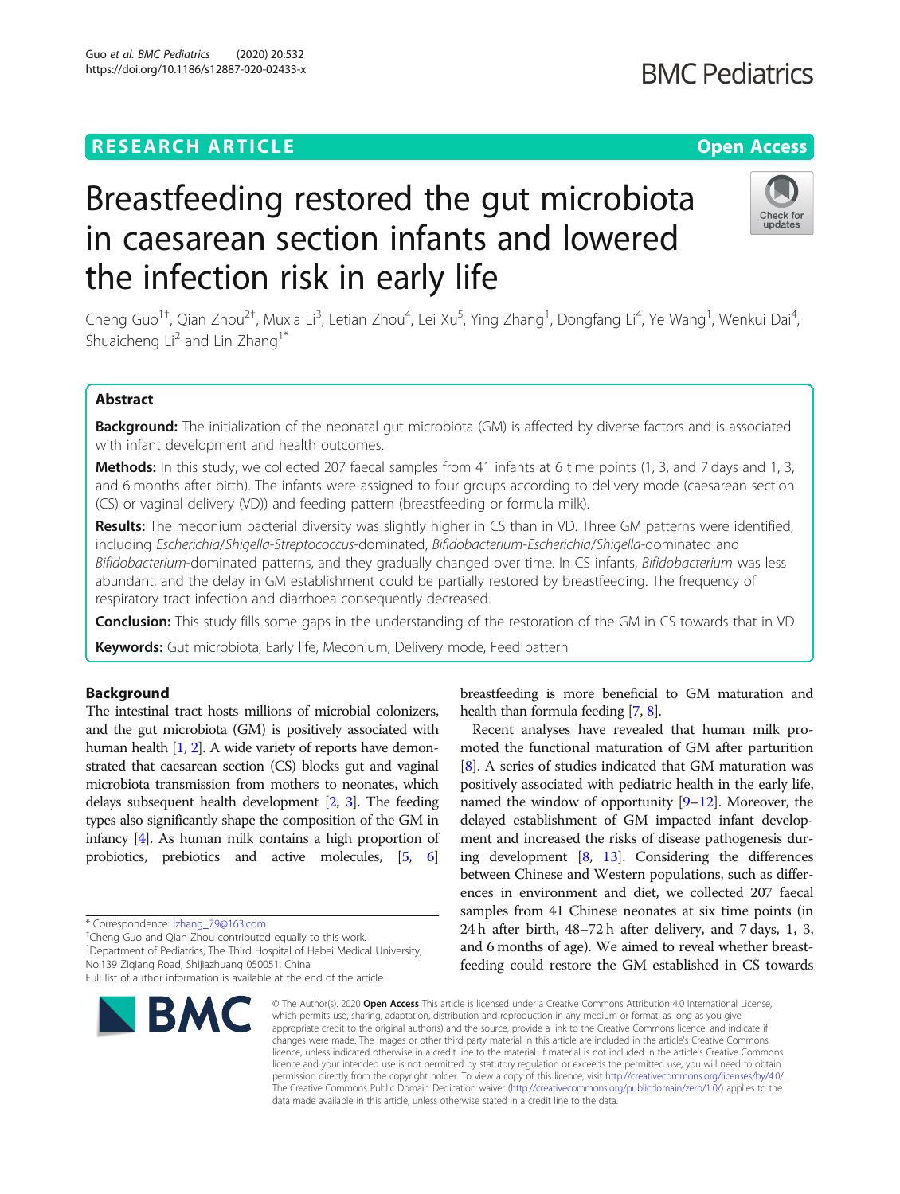RESEARCH ARTICLE

Open Access

# Breastfeeding restored the gut microbiota in caesarean section infants and lowered the infection risk in early life

Cheng Guo[1†], Qian Zhou[2†], Muxia Li[3], Letian Zhou[4], Lei Xu[5], Ying Zhang[1], Dongfang Li[4], Ye Wang[1], Wenkui Dai[4], Shuaicheng Li[2] and Lin Zhang[1*]

## Abstract

**Background:** The initialization of the neonatal gut microbiota (GM) is affected by diverse factors and is associated with infant development and health outcomes.

**Methods:** In this study, we collected 207 faecal samples from 41 infants at 6 time points (1, 3, and 7 days and 1, 3, and 6 months after birth). The infants were assigned to four groups according to delivery mode (caesarean section (CS) or vaginal delivery (VD)) and feeding pattern (breastfeeding or formula milk).

**Results:** The meconium bacterial diversity was slightly higher in CS than in VD. Three GM patterns were identified, including *Escherichia/Shigella-Streptococcus*-dominated, *Bifidobacterium-Escherichia/Shigella*-dominated and *Bifidobacterium*-dominated patterns, and they gradually changed over time. In CS infants, *Bifidobacterium* was less abundant, and the delay in GM establishment could be partially restored by breastfeeding. The frequency of respiratory tract infection and diarrhoea consequently decreased.

**Conclusion:** This study fills some gaps in the understanding of the restoration of the GM in CS towards that in VD.

**Keywords:** Gut microbiota, Early life, Meconium, Delivery mode, Feed pattern

## Background

The intestinal tract hosts millions of microbial colonizers, and the gut microbiota (GM) is positively associated with human health [1, 2]. A wide variety of reports have demonstrated that caesarean section (CS) blocks gut and vaginal microbiota transmission from mothers to neonates, which delays subsequent health development [2, 3]. The feeding types also significantly shape the composition of the GM in infancy [4]. As human milk contains a high proportion of probiotics, prebiotics and active molecules, [5, 6] breastfeeding is more beneficial to GM maturation and health than formula feeding [7, 8].

Recent analyses have revealed that human milk promoted the functional maturation of GM after parturition [8]. A series of studies indicated that GM maturation was positively associated with pediatric health in the early life, named the window of opportunity [9–12]. Moreover, the delayed establishment of GM impacted infant development and increased the risks of disease pathogenesis during development [8, 13]. Considering the differences between Chinese and Western populations, such as differences in environment and diet, we collected 207 faecal samples from 41 Chinese neonates at six time points (in 24 h after birth, 48–72 h after delivery, and 7 days, 1, 3, and 6 months of age). We aimed to reveal whether breastfeeding could restore the GM established in CS towards

\* Correspondence: lzhang_79@163.com

†Cheng Guo and Qian Zhou contributed equally to this work.

[1]Department of Pediatrics, The Third Hospital of Hebei Medical University, No.139 Ziqiang Road, Shijiazhuang 050051, China

Full list of author information is available at the end of the article

© The Author(s). 2020 **Open Access** This article is licensed under a Creative Commons Attribution 4.0 International License, which permits use, sharing, adaptation, distribution and reproduction in any medium or format, as long as you give appropriate credit to the original author(s) and the source, provide a link to the Creative Commons licence, and indicate if changes were made. The images or other third party material in this article are included in the article's Creative Commons licence, unless indicated otherwise in a credit line to the material. If material is not included in the article's Creative Commons licence and your intended use is not permitted by statutory regulation or exceeds the permitted use, you will need to obtain permission directly from the copyright holder. To view a copy of this licence, visit http://creativecommons.org/licenses/by/4.0/. The Creative Commons Public Domain Dedication waiver (http://creativecommons.org/publicdomain/zero/1.0/) applies to the data made available in this article, unless otherwise stated in a credit line to the data.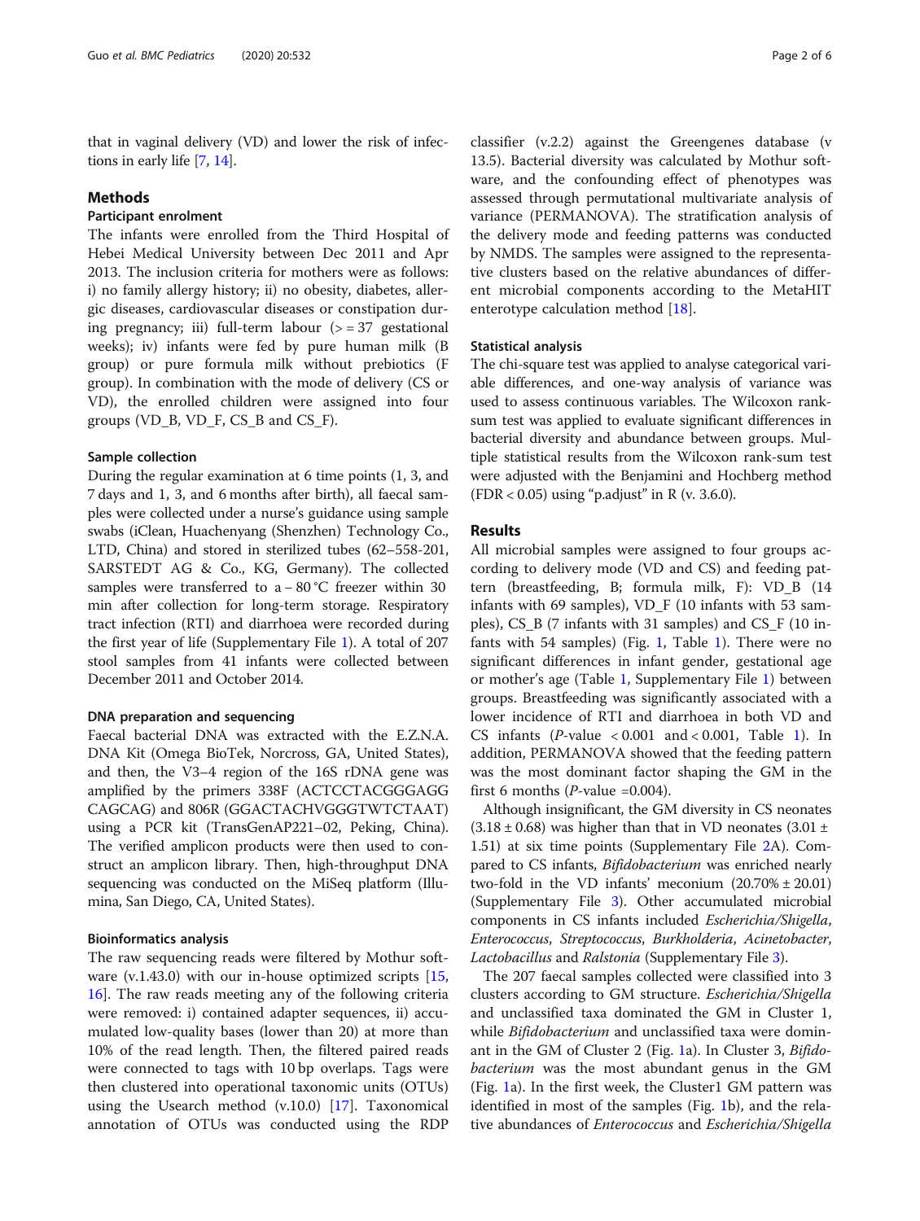that in vaginal delivery (VD) and lower the risk of infections in early life [7, 14].

## Methods

### Participant enrolment

The infants were enrolled from the Third Hospital of Hebei Medical University between Dec 2011 and Apr 2013. The inclusion criteria for mothers were as follows: i) no family allergy history; ii) no obesity, diabetes, allergic diseases, cardiovascular diseases or constipation during pregnancy; iii) full-term labour (> = 37 gestational weeks); iv) infants were fed by pure human milk (B group) or pure formula milk without prebiotics (F group). In combination with the mode of delivery (CS or VD), the enrolled children were assigned into four groups (VD_B, VD_F, CS_B and CS_F).

### Sample collection

During the regular examination at 6 time points (1, 3, and 7 days and 1, 3, and 6 months after birth), all faecal samples were collected under a nurse's guidance using sample swabs (iClean, Huachenyang (Shenzhen) Technology Co., LTD, China) and stored in sterilized tubes (62–558-201, SARSTEDT AG & Co., KG, Germany). The collected samples were transferred to a − 80 °C freezer within 30 min after collection for long-term storage. Respiratory tract infection (RTI) and diarrhoea were recorded during the first year of life (Supplementary File 1). A total of 207 stool samples from 41 infants were collected between December 2011 and October 2014.

### DNA preparation and sequencing

Faecal bacterial DNA was extracted with the E.Z.N.A. DNA Kit (Omega BioTek, Norcross, GA, United States), and then, the V3–4 region of the 16S rDNA gene was amplified by the primers 338F (ACTCCTACGGGAGGCAGCAG) and 806R (GGACTACHVGGGTWTCTAAT) using a PCR kit (TransGenAP221–02, Peking, China). The verified amplicon products were then used to construct an amplicon library. Then, high-throughput DNA sequencing was conducted on the MiSeq platform (Illumina, San Diego, CA, United States).

### Bioinformatics analysis

The raw sequencing reads were filtered by Mothur software (v.1.43.0) with our in-house optimized scripts [15, 16]. The raw reads meeting any of the following criteria were removed: i) contained adapter sequences, ii) accumulated low-quality bases (lower than 20) at more than 10% of the read length. Then, the filtered paired reads were connected to tags with 10 bp overlaps. Tags were then clustered into operational taxonomic units (OTUs) using the Usearch method (v.10.0) [17]. Taxonomical annotation of OTUs was conducted using the RDP classifier (v.2.2) against the Greengenes database (v 13.5). Bacterial diversity was calculated by Mothur software, and the confounding effect of phenotypes was assessed through permutational multivariate analysis of variance (PERMANOVA). The stratification analysis of the delivery mode and feeding patterns was conducted by NMDS. The samples were assigned to the representative clusters based on the relative abundances of different microbial components according to the MetaHIT enterotype calculation method [18].

### Statistical analysis

The chi-square test was applied to analyse categorical variable differences, and one-way analysis of variance was used to assess continuous variables. The Wilcoxon rank-sum test was applied to evaluate significant differences in bacterial diversity and abundance between groups. Multiple statistical results from the Wilcoxon rank-sum test were adjusted with the Benjamini and Hochberg method (FDR < 0.05) using "p.adjust" in R (v. 3.6.0).

## Results

All microbial samples were assigned to four groups according to delivery mode (VD and CS) and feeding pattern (breastfeeding, B; formula milk, F): VD_B (14 infants with 69 samples), VD_F (10 infants with 53 samples), CS_B (7 infants with 31 samples) and CS_F (10 infants with 54 samples) (Fig. 1, Table 1). There were no significant differences in infant gender, gestational age or mother's age (Table 1, Supplementary File 1) between groups. Breastfeeding was significantly associated with a lower incidence of RTI and diarrhoea in both VD and CS infants (*P*-value < 0.001 and < 0.001, Table 1). In addition, PERMANOVA showed that the feeding pattern was the most dominant factor shaping the GM in the first 6 months (*P*-value =0.004).

Although insignificant, the GM diversity in CS neonates ($3.18 \pm 0.68$) was higher than that in VD neonates ($3.01 \pm 1.51$) at six time points (Supplementary File 2A). Compared to CS infants, *Bifidobacterium* was enriched nearly two-fold in the VD infants' meconium ($20.70\% \pm 20.01$) (Supplementary File 3). Other accumulated microbial components in CS infants included *Escherichia/Shigella*, *Enterococcus*, *Streptococcus*, *Burkholderia*, *Acinetobacter*, *Lactobacillus* and *Ralstonia* (Supplementary File 3).

The 207 faecal samples collected were classified into 3 clusters according to GM structure. *Escherichia/Shigella* and unclassified taxa dominated the GM in Cluster 1, while *Bifidobacterium* and unclassified taxa were dominant in the GM of Cluster 2 (Fig. 1a). In Cluster 3, *Bifidobacterium* was the most abundant genus in the GM (Fig. 1a). In the first week, the Cluster1 GM pattern was identified in most of the samples (Fig. 1b), and the relative abundances of *Enterococcus* and *Escherichia/Shigella*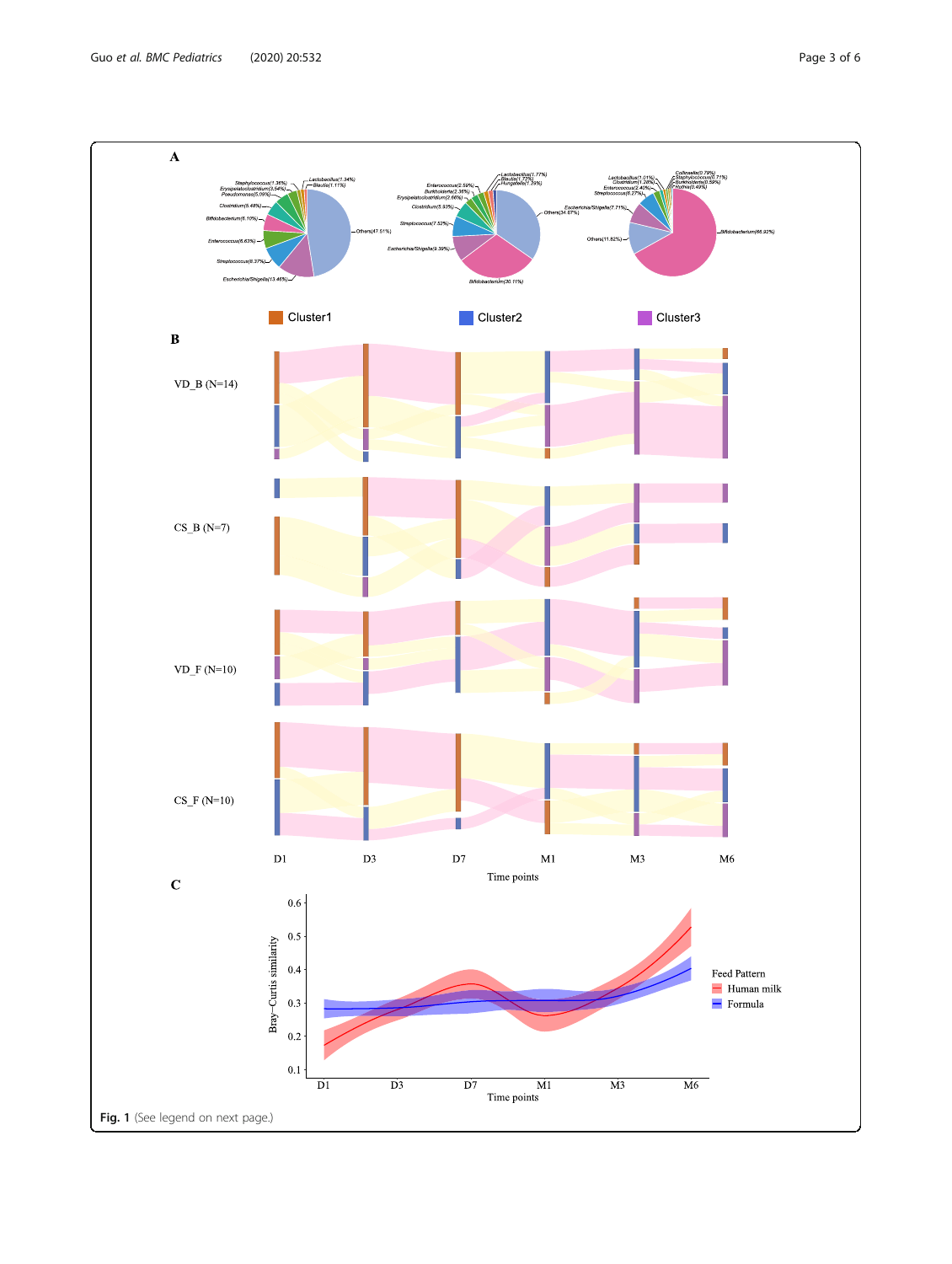Fig. 1 (See legend on next page.)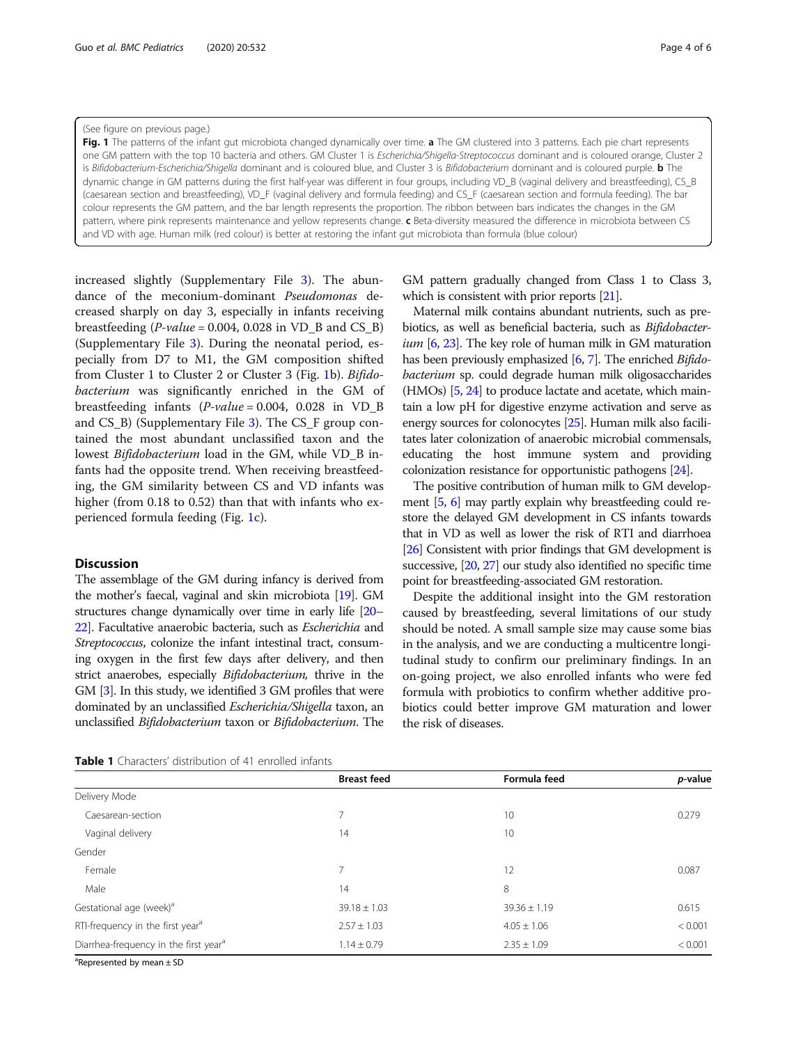(See figure on previous page.)

**Fig. 1** The patterns of the infant gut microbiota changed dynamically over time. **a** The GM clustered into 3 patterns. Each pie chart represents one GM pattern with the top 10 bacteria and others. GM Cluster 1 is *Escherichia/Shigella-Streptococcus* dominant and is coloured orange, Cluster 2 is *Bifidobacterium-Escherichia/Shigella* dominant and is coloured blue, and Cluster 3 is *Bifidobacterium* dominant and is coloured purple. **b** The dynamic change in GM patterns during the first half-year was different in four groups, including VD_B (vaginal delivery and breastfeeding), CS_B (caesarean section and breastfeeding), VD_F (vaginal delivery and formula feeding) and CS_F (caesarean section and formula feeding). The bar colour represents the GM pattern, and the bar length represents the proportion. The ribbon between bars indicates the changes in the GM pattern, where pink represents maintenance and yellow represents change. **c** Beta-diversity measured the difference in microbiota between CS and VD with age. Human milk (red colour) is better at restoring the infant gut microbiota than formula (blue colour)

increased slightly (Supplementary File 3). The abundance of the meconium-dominant *Pseudomonas* decreased sharply on day 3, especially in infants receiving breastfeeding (*P-value* = 0.004, 0.028 in VD_B and CS_B) (Supplementary File 3). During the neonatal period, especially from D7 to M1, the GM composition shifted from Cluster 1 to Cluster 2 or Cluster 3 (Fig. 1b). *Bifidobacterium* was significantly enriched in the GM of breastfeeding infants (*P-value* = 0.004, 0.028 in VD_B and CS_B) (Supplementary File 3). The CS_F group contained the most abundant unclassified taxon and the lowest *Bifidobacterium* load in the GM, while VD_B infants had the opposite trend. When receiving breastfeeding, the GM similarity between CS and VD infants was higher (from 0.18 to 0.52) than that with infants who experienced formula feeding (Fig. 1c).

## Discussion

The assemblage of the GM during infancy is derived from the mother's faecal, vaginal and skin microbiota [19]. GM structures change dynamically over time in early life [20–22]. Facultative anaerobic bacteria, such as *Escherichia* and *Streptococcus*, colonize the infant intestinal tract, consuming oxygen in the first few days after delivery, and then strict anaerobes, especially *Bifidobacterium*, thrive in the GM [3]. In this study, we identified 3 GM profiles that were dominated by an unclassified *Escherichia/Shigella* taxon, an unclassified *Bifidobacterium* taxon or *Bifidobacterium*. The GM pattern gradually changed from Class 1 to Class 3, which is consistent with prior reports [21].

Maternal milk contains abundant nutrients, such as prebiotics, as well as beneficial bacteria, such as *Bifidobacterium* [6, 23]. The key role of human milk in GM maturation has been previously emphasized [6, 7]. The enriched *Bifidobacterium* sp. could degrade human milk oligosaccharides (HMOs) [5, 24] to produce lactate and acetate, which maintain a low pH for digestive enzyme activation and serve as energy sources for colonocytes [25]. Human milk also facilitates later colonization of anaerobic microbial commensals, educating the host immune system and providing colonization resistance for opportunistic pathogens [24].

The positive contribution of human milk to GM development [5, 6] may partly explain why breastfeeding could restore the delayed GM development in CS infants towards that in VD as well as lower the risk of RTI and diarrhoea [26] Consistent with prior findings that GM development is successive, [20, 27] our study also identified no specific time point for breastfeeding-associated GM restoration.

Despite the additional insight into the GM restoration caused by breastfeeding, several limitations of our study should be noted. A small sample size may cause some bias in the analysis, and we are conducting a multicentre longitudinal study to confirm our preliminary findings. In an on-going project, we also enrolled infants who were fed formula with probiotics to confirm whether additive probiotics could better improve GM maturation and lower the risk of diseases.

**Table 1** Characters' distribution of 41 enrolled infants

| | Breast feed | Formula feed | *p*-value |
|---|---|---|---|
| Delivery Mode | | | |
| Caesarean-section | 7 | 10 | 0.279 |
| Vaginal delivery | 14 | 10 | |
| Gender | | | |
| Female | 7 | 12 | 0.087 |
| Male | 14 | 8 | |
| Gestational age (week)[a] | 39.18 ± 1.03 | 39.36 ± 1.19 | 0.615 |
| RTI-frequency in the first year[a] | 2.57 ± 1.03 | 4.05 ± 1.06 | < 0.001 |
| Diarrhea-frequency in the first year[a] | 1.14 ± 0.79 | 2.35 ± 1.09 | < 0.001 |

[a]Represented by mean ± SD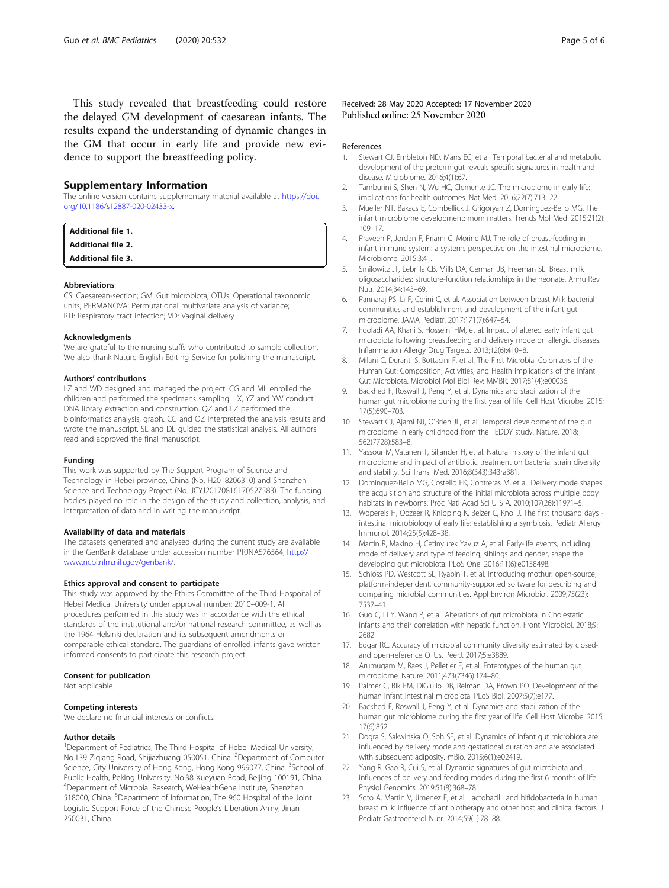This study revealed that breastfeeding could restore the delayed GM development of caesarean infants. The results expand the understanding of dynamic changes in the GM that occur in early life and provide new evidence to support the breastfeeding policy.

## Supplementary Information

The online version contains supplementary material available at https://doi.org/10.1186/s12887-020-02433-x.

**Additional file 1.**
**Additional file 2.**
**Additional file 3.**

### Abbreviations

CS: Caesarean-section; GM: Gut microbiota; OTUs: Operational taxonomic units; PERMANOVA: Permutational multivariate analysis of variance; RTI: Respiratory tract infection; VD: Vaginal delivery

### Acknowledgments

We are grateful to the nursing staffs who contributed to sample collection. We also thank Nature English Editing Service for polishing the manuscript.

### Authors' contributions

LZ and WD designed and managed the project. CG and ML enrolled the children and performed the specimens sampling. LX, YZ and YW conduct DNA library extraction and construction. QZ and LZ performed the bioinformatics analysis, graph. CG and QZ interpreted the analysis results and wrote the manuscript. SL and DL guided the statistical analysis. All authors read and approved the final manuscript.

### Funding

This work was supported by The Support Program of Science and Technology in Hebei province, China (No. H2018206310) and Shenzhen Science and Technology Project (No. JCYJ20170816170527583). The funding bodies played no role in the design of the study and collection, analysis, and interpretation of data and in writing the manuscript.

### Availability of data and materials

The datasets generated and analysed during the current study are available in the GenBank database under accession number PRJNA576564, http://www.ncbi.nlm.nih.gov/genbank/.

### Ethics approval and consent to participate

This study was approved by the Ethics Committee of the Third Hospoital of Hebei Medical University under approval number: 2010–009-1. All procedures performed in this study was in accordance with the ethical standards of the institutional and/or national research committee, as well as the 1964 Helsinki declaration and its subsequent amendments or comparable ethical standard. The guardians of enrolled infants gave written informed consents to participate this research project.

### Consent for publication

Not applicable.

### Competing interests

We declare no financial interests or conflicts.

### Author details

[1]Department of Pediatrics, The Third Hospital of Hebei Medical University, No.139 Ziqiang Road, Shijiazhuang 050051, China. [2]Department of Computer Science, City University of Hong Kong, Hong Kong 999077, China. [3]School of Public Health, Peking University, No.38 Xueyuan Road, Beijing 100191, China. [4]Department of Microbial Research, WeHealthGene Institute, Shenzhen 518000, China. [5]Department of Information, The 960 Hospital of the Joint Logistic Support Force of the Chinese People's Liberation Army, Jinan 250031, China.

Received: 28 May 2020 Accepted: 17 November 2020
Published online: 25 November 2020

### References

1. Stewart CJ, Embleton ND, Marrs EC, et al. Temporal bacterial and metabolic development of the preterm gut reveals specific signatures in health and disease. Microbiome. 2016;4(1):67.
2. Tamburini S, Shen N, Wu HC, Clemente JC. The microbiome in early life: implications for health outcomes. Nat Med. 2016;22(7):713–22.
3. Mueller NT, Bakacs E, Combellick J, Grigoryan Z, Dominguez-Bello MG. The infant microbiome development: mom matters. Trends Mol Med. 2015;21(2): 109–17.
4. Praveen P, Jordan F, Priami C, Morine MJ. The role of breast-feeding in infant immune system: a systems perspective on the intestinal microbiome. Microbiome. 2015;3:41.
5. Smilowitz JT, Lebrilla CB, Mills DA, German JB, Freeman SL. Breast milk oligosaccharides: structure-function relationships in the neonate. Annu Rev Nutr. 2014;34:143–69.
6. Pannaraj PS, Li F, Cerini C, et al. Association between breast Milk bacterial communities and establishment and development of the infant gut microbiome. JAMA Pediatr. 2017;171(7):647–54.
7. Fooladi AA, Khani S, Hosseini HM, et al. Impact of altered early infant gut microbiota following breastfeeding and delivery mode on allergic diseases. Inflammation Allergy Drug Targets. 2013;12(6):410–8.
8. Milani C, Duranti S, Bottacini F, et al. The First Microbial Colonizers of the Human Gut: Composition, Activities, and Health Implications of the Infant Gut Microbiota. Microbiol Mol Biol Rev: MMBR. 2017;81(4):e00036.
9. Backhed F, Roswall J, Peng Y, et al. Dynamics and stabilization of the human gut microbiome during the first year of life. Cell Host Microbe. 2015; 17(5):690–703.
10. Stewart CJ, Ajami NJ, O'Brien JL, et al. Temporal development of the gut microbiome in early childhood from the TEDDY study. Nature. 2018; 562(7728):583–8.
11. Yassour M, Vatanen T, Siljander H, et al. Natural history of the infant gut microbiome and impact of antibiotic treatment on bacterial strain diversity and stability. Sci Transl Med. 2016;8(343):343ra381.
12. Dominguez-Bello MG, Costello EK, Contreras M, et al. Delivery mode shapes the acquisition and structure of the initial microbiota across multiple body habitats in newborns. Proc Natl Acad Sci U S A. 2010;107(26):11971–5.
13. Wopereis H, Oozeer R, Knipping K, Belzer C, Knol J. The first thousand days - intestinal microbiology of early life: establishing a symbiosis. Pediatr Allergy Immunol. 2014;25(5):428–38.
14. Martin R, Makino H, Cetinyurek Yavuz A, et al. Early-life events, including mode of delivery and type of feeding, siblings and gender, shape the developing gut microbiota. PLoS One. 2016;11(6):e0158498.
15. Schloss PD, Westcott SL, Ryabin T, et al. Introducing mothur: open-source, platform-independent, community-supported software for describing and comparing microbial communities. Appl Environ Microbiol. 2009;75(23): 7537–41.
16. Guo C, Li Y, Wang P, et al. Alterations of gut microbiota in Cholestatic infants and their correlation with hepatic function. Front Microbiol. 2018;9: 2682.
17. Edgar RC. Accuracy of microbial community diversity estimated by closed- and open-reference OTUs. PeerJ. 2017;5:e3889.
18. Arumugam M, Raes J, Pelletier E, et al. Enterotypes of the human gut microbiome. Nature. 2011;473(7346):174–80.
19. Palmer C, Bik EM, DiGiulio DB, Relman DA, Brown PO. Development of the human infant intestinal microbiota. PLoS Biol. 2007;5(7):e177.
20. Backhed F, Roswall J, Peng Y, et al. Dynamics and stabilization of the human gut microbiome during the first year of life. Cell Host Microbe. 2015; 17(6):852.
21. Dogra S, Sakwinska O, Soh SE, et al. Dynamics of infant gut microbiota are influenced by delivery mode and gestational duration and are associated with subsequent adiposity. mBio. 2015;6(1):e02419.
22. Yang R, Gao R, Cui S, et al. Dynamic signatures of gut microbiota and influences of delivery and feeding modes during the first 6 months of life. Physiol Genomics. 2019;51(8):368–78.
23. Soto A, Martin V, Jimenez E, et al. Lactobacilli and bifidobacteria in human breast milk: influence of antibiotherapy and other host and clinical factors. J Pediatr Gastroenterol Nutr. 2014;59(1):78–88.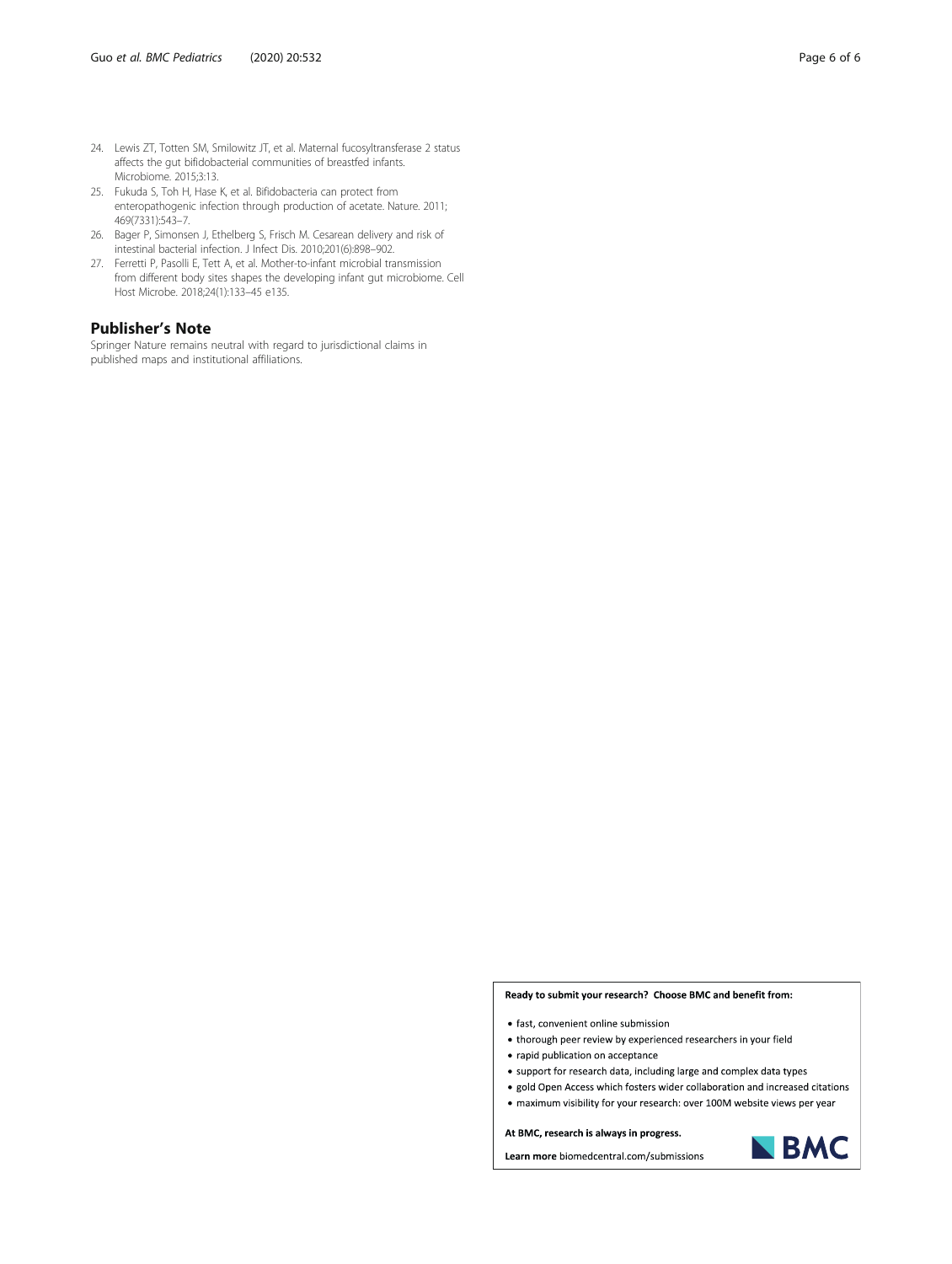24. Lewis ZT, Totten SM, Smilowitz JT, et al. Maternal fucosyltransferase 2 status affects the gut bifidobacterial communities of breastfed infants. Microbiome. 2015;3:13.
25. Fukuda S, Toh H, Hase K, et al. Bifidobacteria can protect from enteropathogenic infection through production of acetate. Nature. 2011; 469(7331):543–7.
26. Bager P, Simonsen J, Ethelberg S, Frisch M. Cesarean delivery and risk of intestinal bacterial infection. J Infect Dis. 2010;201(6):898–902.
27. Ferretti P, Pasolli E, Tett A, et al. Mother-to-infant microbial transmission from different body sites shapes the developing infant gut microbiome. Cell Host Microbe. 2018;24(1):133–45 e135.

## Publisher's Note

Springer Nature remains neutral with regard to jurisdictional claims in published maps and institutional affiliations.

**Ready to submit your research? Choose BMC and benefit from:**

- fast, convenient online submission
- thorough peer review by experienced researchers in your field
- rapid publication on acceptance
- support for research data, including large and complex data types
- gold Open Access which fosters wider collaboration and increased citations
- maximum visibility for your research: over 100M website views per year

**At BMC, research is always in progress.**

**Learn more** biomedcentral.com/submissions

BMC